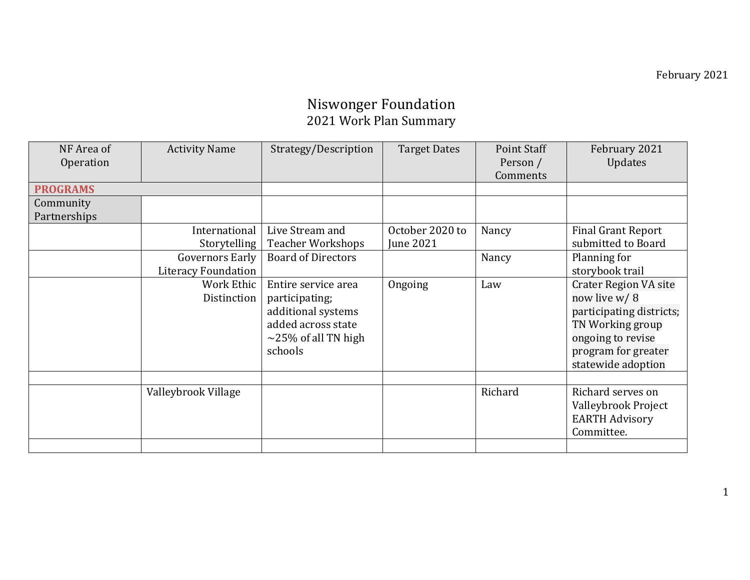February 2021

# Niswonger Foundation
## 2021 Work Plan Summary

| NF Area of Operation | Activity Name | Strategy/Description | Target Dates | Point Staff Person / Comments | February 2021 Updates |
|---|---|---|---|---|---|
| **PROGRAMS** | | | | | |
| Community Partnerships | | | | | |
| | International Storytelling | Live Stream and Teacher Workshops | October 2020 to June 2021 | Nancy | Final Grant Report submitted to Board |
| | Governors Early Literacy Foundation | Board of Directors | | Nancy | Planning for storybook trail |
| | Work Ethic Distinction | Entire service area participating; additional systems added across state ~25% of all TN high schools | Ongoing | Law | Crater Region VA site now live w/ 8 participating districts; TN Working group ongoing to revise program for greater statewide adoption |
| | | | | | |
| | Valleybrook Village | | | Richard | Richard serves on Valleybrook Project EARTH Advisory Committee. |
| | | | | | |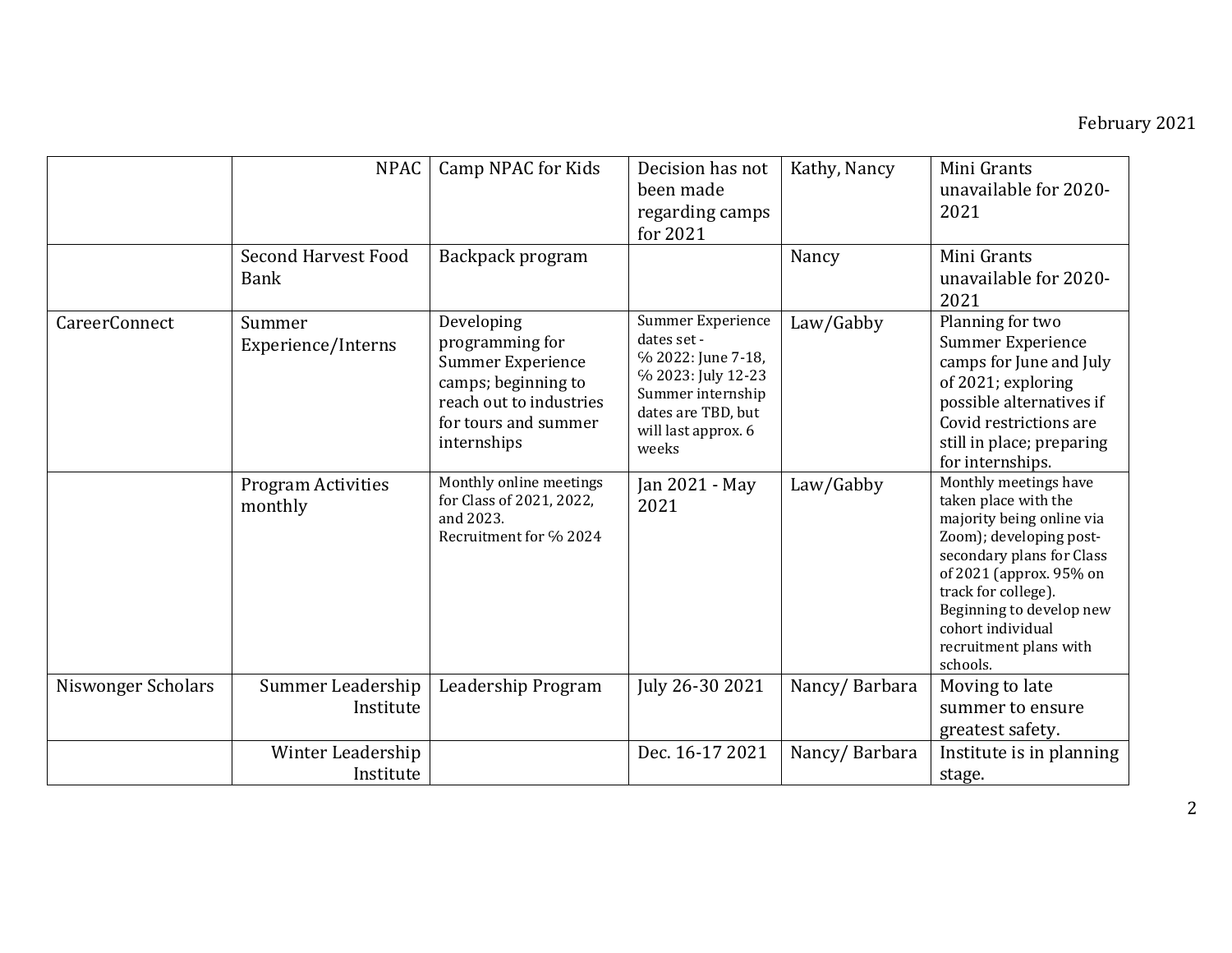February 2021

| | | | | | |
|---|---|---|---|---|---|
| | NPAC | Camp NPAC for Kids | Decision has not been made regarding camps for 2021 | Kathy, Nancy | Mini Grants unavailable for 2020-2021 |
| | Second Harvest Food Bank | Backpack program | | Nancy | Mini Grants unavailable for 2020-2021 |
| CareerConnect | Summer Experience/Interns | Developing programming for Summer Experience camps; beginning to reach out to industries for tours and summer internships | Summer Experience dates set - % 2022: June 7-18, % 2023: July 12-23 Summer internship dates are TBD, but will last approx. 6 weeks | Law/Gabby | Planning for two Summer Experience camps for June and July of 2021; exploring possible alternatives if Covid restrictions are still in place; preparing for internships. |
| | Program Activities monthly | Monthly online meetings for Class of 2021, 2022, and 2023. Recruitment for % 2024 | Jan 2021 - May 2021 | Law/Gabby | Monthly meetings have taken place with the majority being online via Zoom); developing post-secondary plans for Class of 2021 (approx. 95% on track for college). Beginning to develop new cohort individual recruitment plans with schools. |
| Niswonger Scholars | Summer Leadership Institute | Leadership Program | July 26-30 2021 | Nancy/ Barbara | Moving to late summer to ensure greatest safety. |
| | Winter Leadership Institute | | Dec. 16-17 2021 | Nancy/ Barbara | Institute is in planning stage. |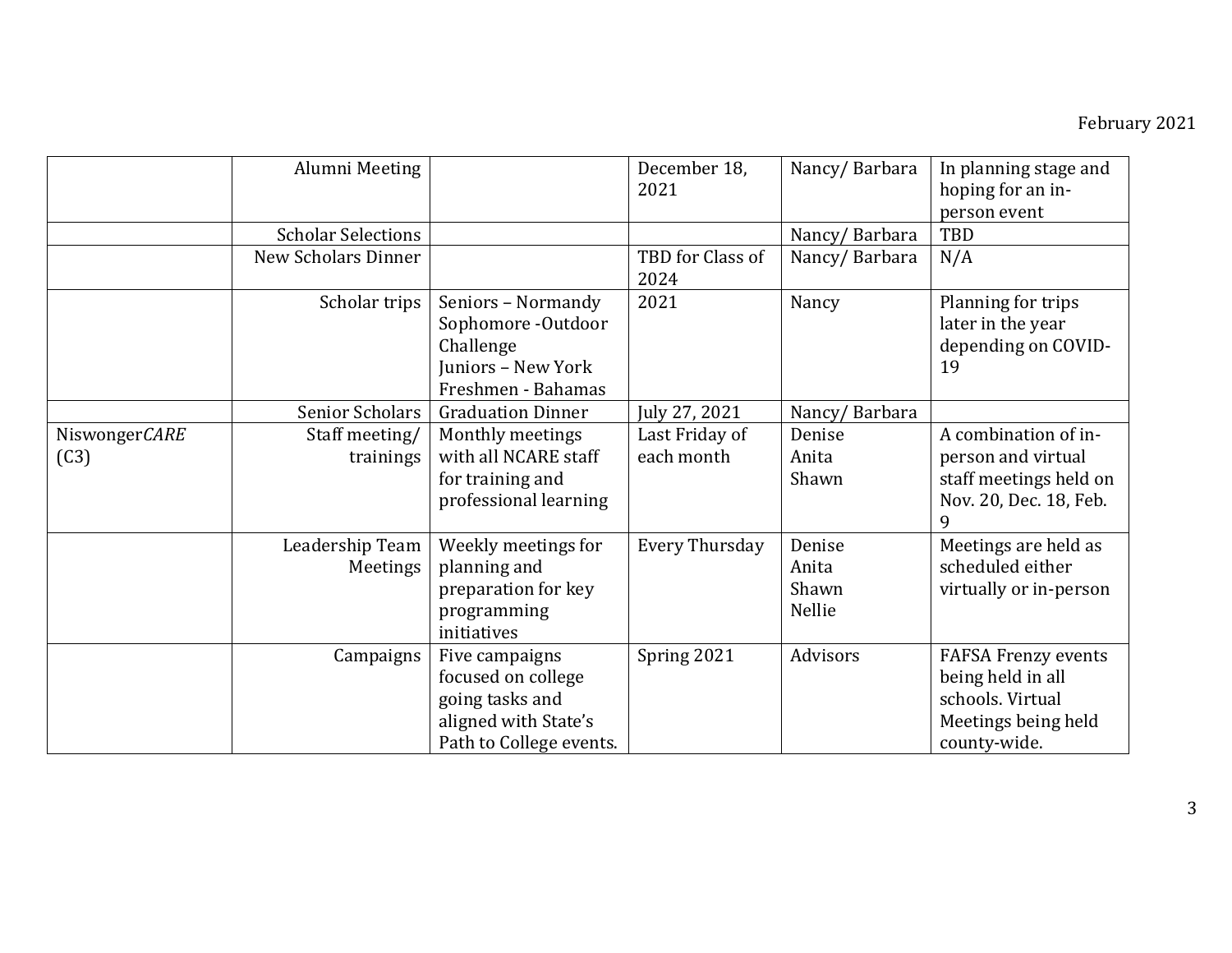February 2021

| | | | | | |
|---|---|---|---|---|---|
| | Alumni Meeting | | December 18, 2021 | Nancy/ Barbara | In planning stage and hoping for an in-person event |
| | Scholar Selections | | | Nancy/ Barbara | TBD |
| | New Scholars Dinner | | TBD for Class of 2024 | Nancy/ Barbara | N/A |
| | Scholar trips | Seniors – Normandy<br>Sophomore -Outdoor Challenge<br>Juniors – New York<br>Freshmen - Bahamas | 2021 | Nancy | Planning for trips later in the year depending on COVID-19 |
| | Senior Scholars | Graduation Dinner | July 27, 2021 | Nancy/ Barbara | |
| Niswonger*CARE* (C3) | Staff meeting/ trainings | Monthly meetings with all NCARE staff for training and professional learning | Last Friday of each month | Denise<br>Anita<br>Shawn | A combination of in-person and virtual staff meetings held on Nov. 20, Dec. 18, Feb. 9 |
| | Leadership Team Meetings | Weekly meetings for planning and preparation for key programming initiatives | Every Thursday | Denise<br>Anita<br>Shawn<br>Nellie | Meetings are held as scheduled either virtually or in-person |
| | Campaigns | Five campaigns focused on college going tasks and aligned with State's Path to College events. | Spring 2021 | Advisors | FAFSA Frenzy events being held in all schools. Virtual Meetings being held county-wide. |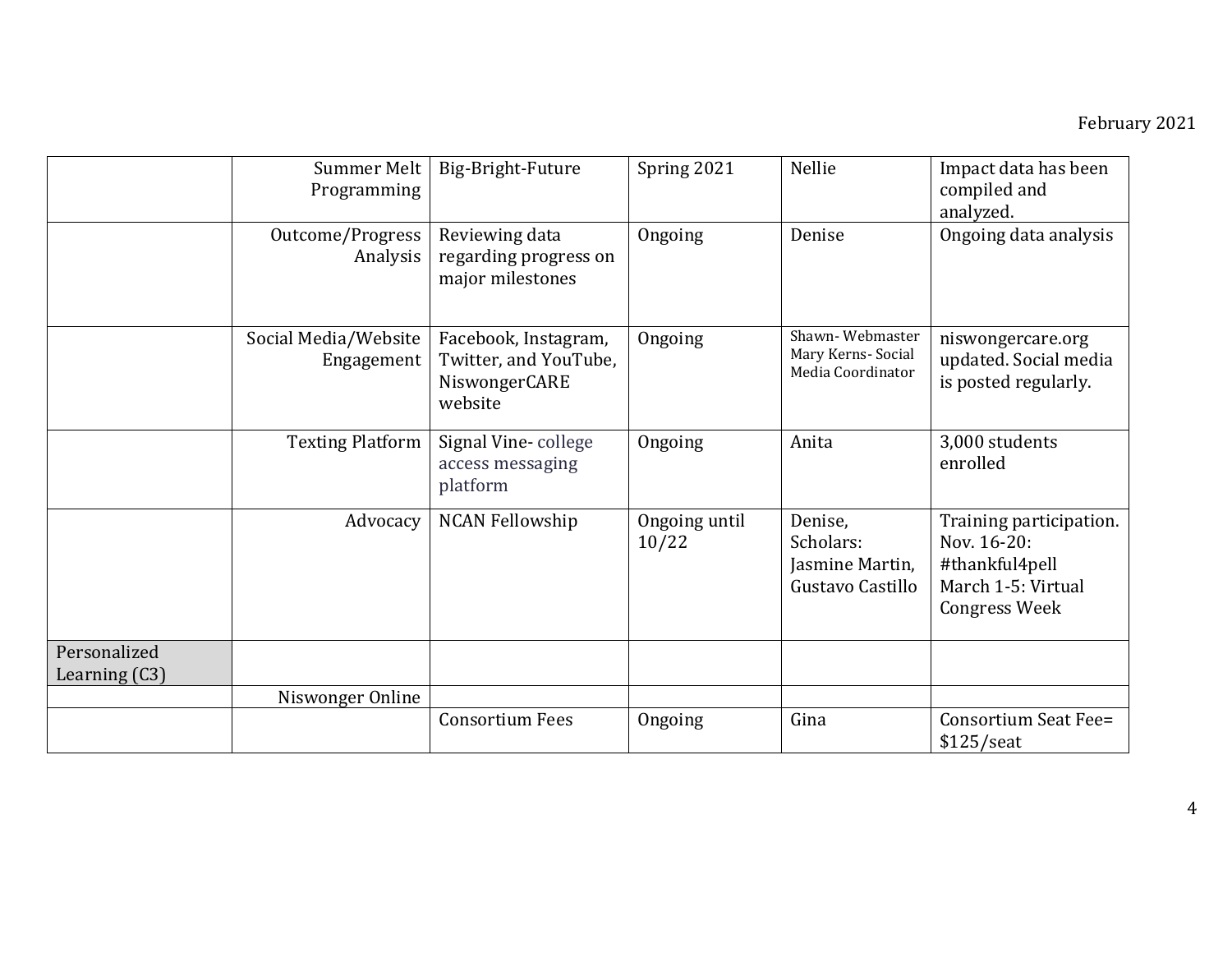February 2021

| | | | | | |
|---|---|---|---|---|---|
| | Summer Melt Programming | Big-Bright-Future | Spring 2021 | Nellie | Impact data has been compiled and analyzed. |
| | Outcome/Progress Analysis | Reviewing data regarding progress on major milestones | Ongoing | Denise | Ongoing data analysis |
| | Social Media/Website Engagement | Facebook, Instagram, Twitter, and YouTube, NiswongerCARE website | Ongoing | Shawn- Webmaster Mary Kerns- Social Media Coordinator | niswongercare.org updated. Social media is posted regularly. |
| | Texting Platform | Signal Vine- college access messaging platform | Ongoing | Anita | 3,000 students enrolled |
| | Advocacy | NCAN Fellowship | Ongoing until 10/22 | Denise, Scholars: Jasmine Martin, Gustavo Castillo | Training participation. Nov. 16-20: #thankful4pell March 1-5: Virtual Congress Week |
| Personalized Learning (C3) | | | | | |
| | Niswonger Online | | | | |
| | | Consortium Fees | Ongoing | Gina | Consortium Seat Fee= $125/seat |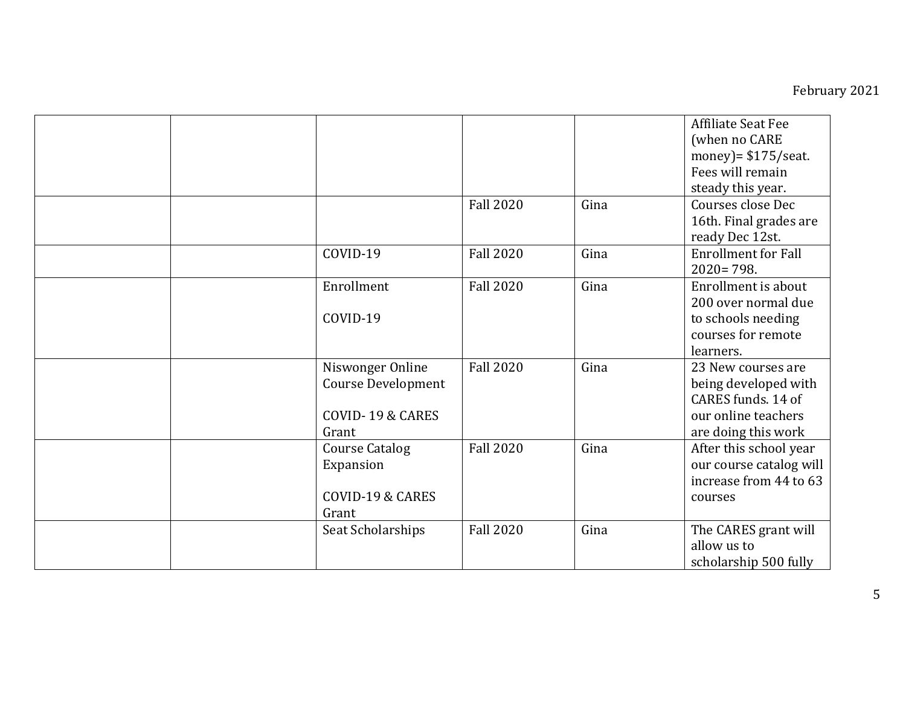| | | | | | |
|---|---|---|---|---|---|
| | | | | | Affiliate Seat Fee (when no CARE money)= $175/seat. Fees will remain steady this year. |
| | | | Fall 2020 | Gina | Courses close Dec 16th. Final grades are ready Dec 12st. |
| | | COVID-19 | Fall 2020 | Gina | Enrollment for Fall 2020= 798. |
| | | Enrollment<br><br>COVID-19 | Fall 2020 | Gina | Enrollment is about 200 over normal due to schools needing courses for remote learners. |
| | | Niswonger Online Course Development<br><br>COVID- 19 & CARES Grant | Fall 2020 | Gina | 23 New courses are being developed with CARES funds. 14 of our online teachers are doing this work |
| | | Course Catalog Expansion<br><br>COVID-19 & CARES Grant | Fall 2020 | Gina | After this school year our course catalog will increase from 44 to 63 courses |
| | | Seat Scholarships | Fall 2020 | Gina | The CARES grant will allow us to scholarship 500 fully |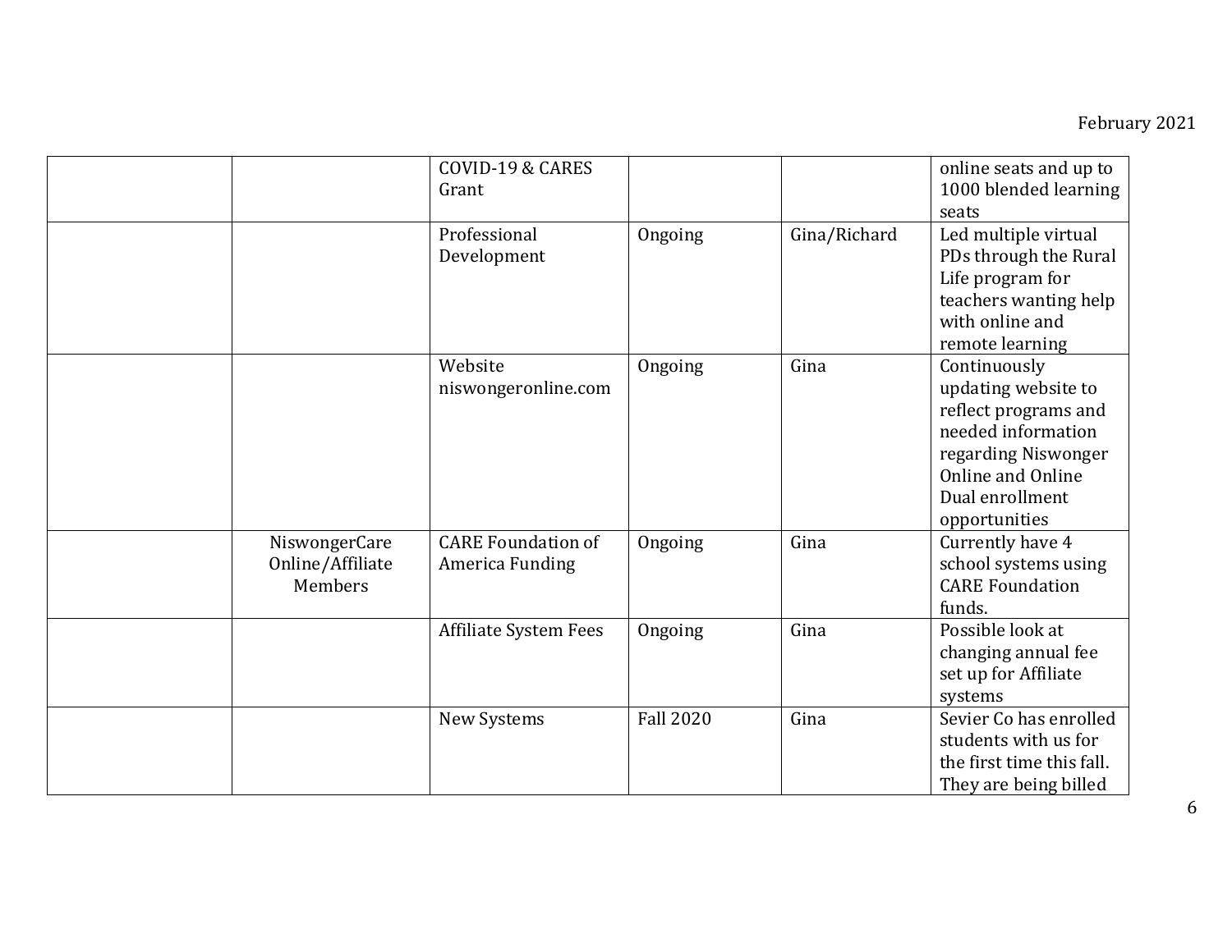| | | | | | |
|---|---|---|---|---|---|
| | | COVID-19 & CARES Grant | | | online seats and up to 1000 blended learning seats |
| | | Professional Development | Ongoing | Gina/Richard | Led multiple virtual PDs through the Rural Life program for teachers wanting help with online and remote learning |
| | | Website niswongeronline.com | Ongoing | Gina | Continuously updating website to reflect programs and needed information regarding Niswonger Online and Online Dual enrollment opportunities |
| | NiswongerCare Online/Affiliate Members | CARE Foundation of America Funding | Ongoing | Gina | Currently have 4 school systems using CARE Foundation funds. |
| | | Affiliate System Fees | Ongoing | Gina | Possible look at changing annual fee set up for Affiliate systems |
| | | New Systems | Fall 2020 | Gina | Sevier Co has enrolled students with us for the first time this fall. They are being billed |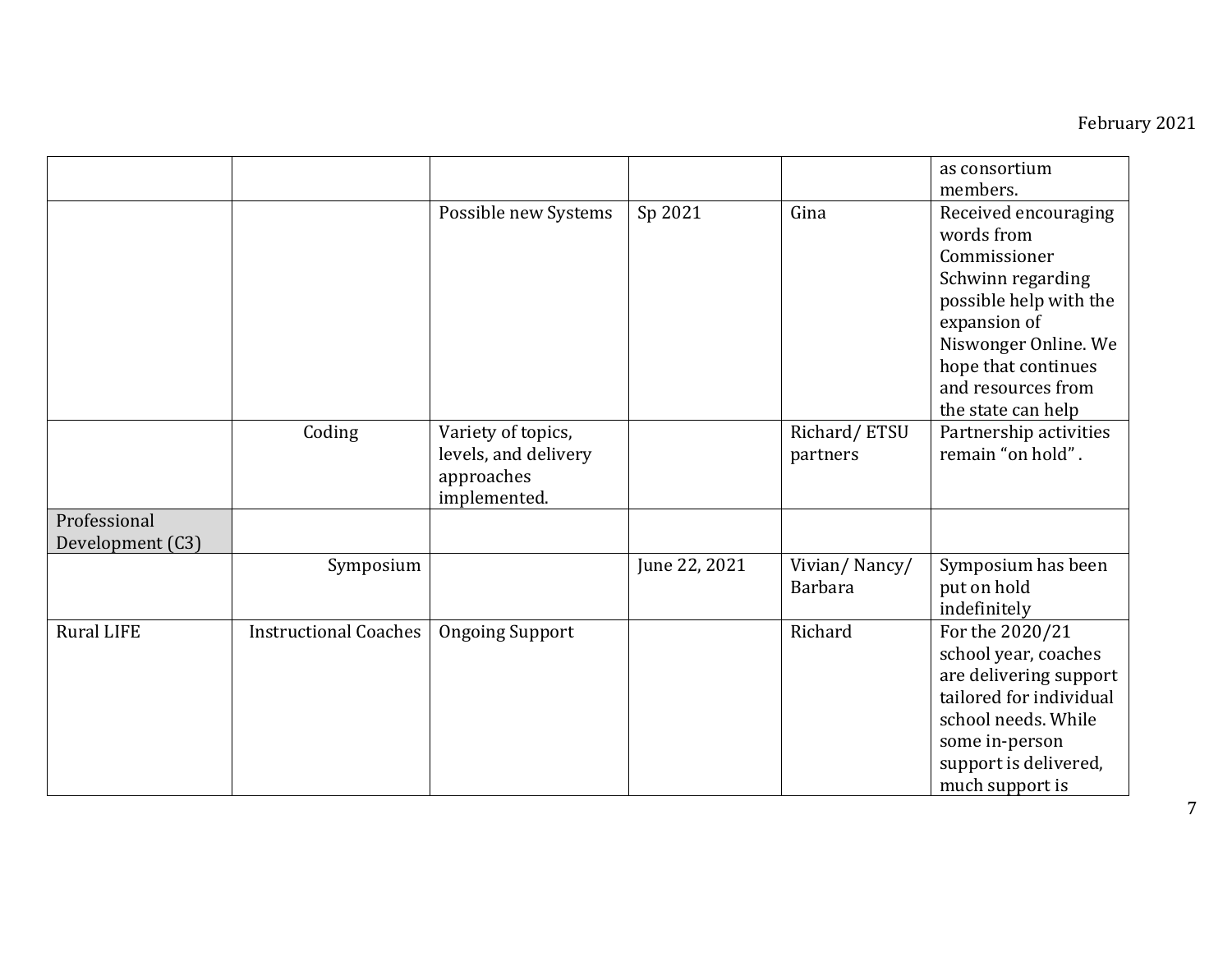| | | | | | |
|---|---|---|---|---|---|
| | | | | | as consortium members. |
| | | Possible new Systems | Sp 2021 | Gina | Received encouraging words from Commissioner Schwinn regarding possible help with the expansion of Niswonger Online. We hope that continues and resources from the state can help |
| | Coding | Variety of topics, levels, and delivery approaches implemented. | | Richard/ ETSU partners | Partnership activities remain “on hold” . |
| Professional Development (C3) | | | | | |
| | Symposium | | June 22, 2021 | Vivian/ Nancy/ Barbara | Symposium has been put on hold indefinitely |
| Rural LIFE | Instructional Coaches | Ongoing Support | | Richard | For the 2020/21 school year, coaches are delivering support tailored for individual school needs. While some in-person support is delivered, much support is |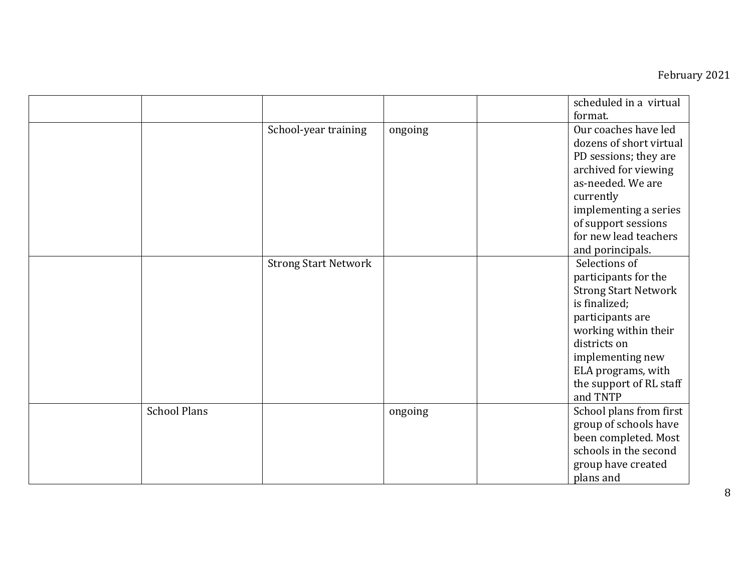| | | | | | |
|---|---|---|---|---|---|
| | | | | | scheduled in a virtual format. |
| | | School-year training | ongoing | | Our coaches have led dozens of short virtual PD sessions; they are archived for viewing as-needed. We are currently implementing a series of support sessions for new lead teachers and porincipals. |
| | | Strong Start Network | | | Selections of participants for the Strong Start Network is finalized; participants are working within their districts on implementing new ELA programs, with the support of RL staff and TNTP |
| | School Plans | | ongoing | | School plans from first group of schools have been completed. Most schools in the second group have created plans and |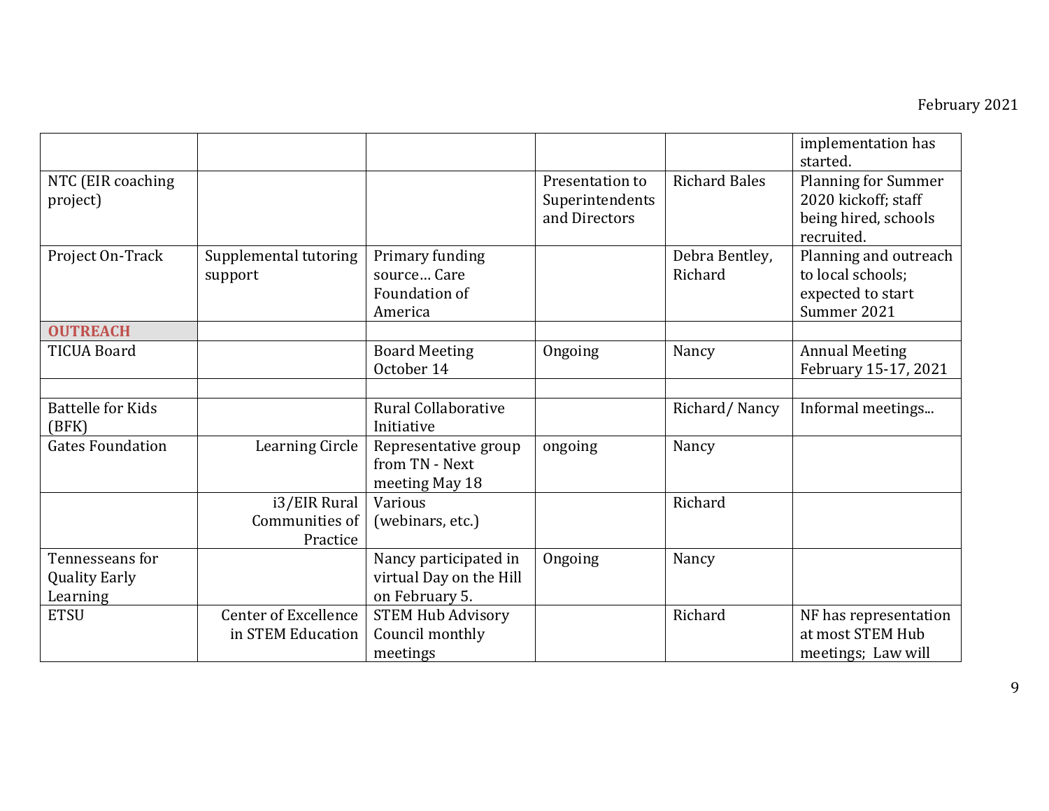| | | | | | |
|---|---|---|---|---|---|
| | | | | | implementation has started. |
| NTC (EIR coaching project) | | | Presentation to Superintendents and Directors | Richard Bales | Planning for Summer 2020 kickoff; staff being hired, schools recruited. |
| Project On-Track | Supplemental tutoring support | Primary funding source… Care Foundation of America | | Debra Bentley, Richard | Planning and outreach to local schools; expected to start Summer 2021 |
| **OUTREACH** | | | | | |
| TICUA Board | | Board Meeting October 14 | Ongoing | Nancy | Annual Meeting February 15-17, 2021 |
| | | | | | |
| Battelle for Kids (BFK) | | Rural Collaborative Initiative | | Richard/ Nancy | Informal meetings... |
| Gates Foundation | Learning Circle | Representative group from TN - Next meeting May 18 | ongoing | Nancy | |
| | i3/EIR Rural Communities of Practice | Various (webinars, etc.) | | Richard | |
| Tennesseans for Quality Early Learning | | Nancy participated in virtual Day on the Hill on February 5. | Ongoing | Nancy | |
| ETSU | Center of Excellence in STEM Education | STEM Hub Advisory Council monthly meetings | | Richard | NF has representation at most STEM Hub meetings; Law will |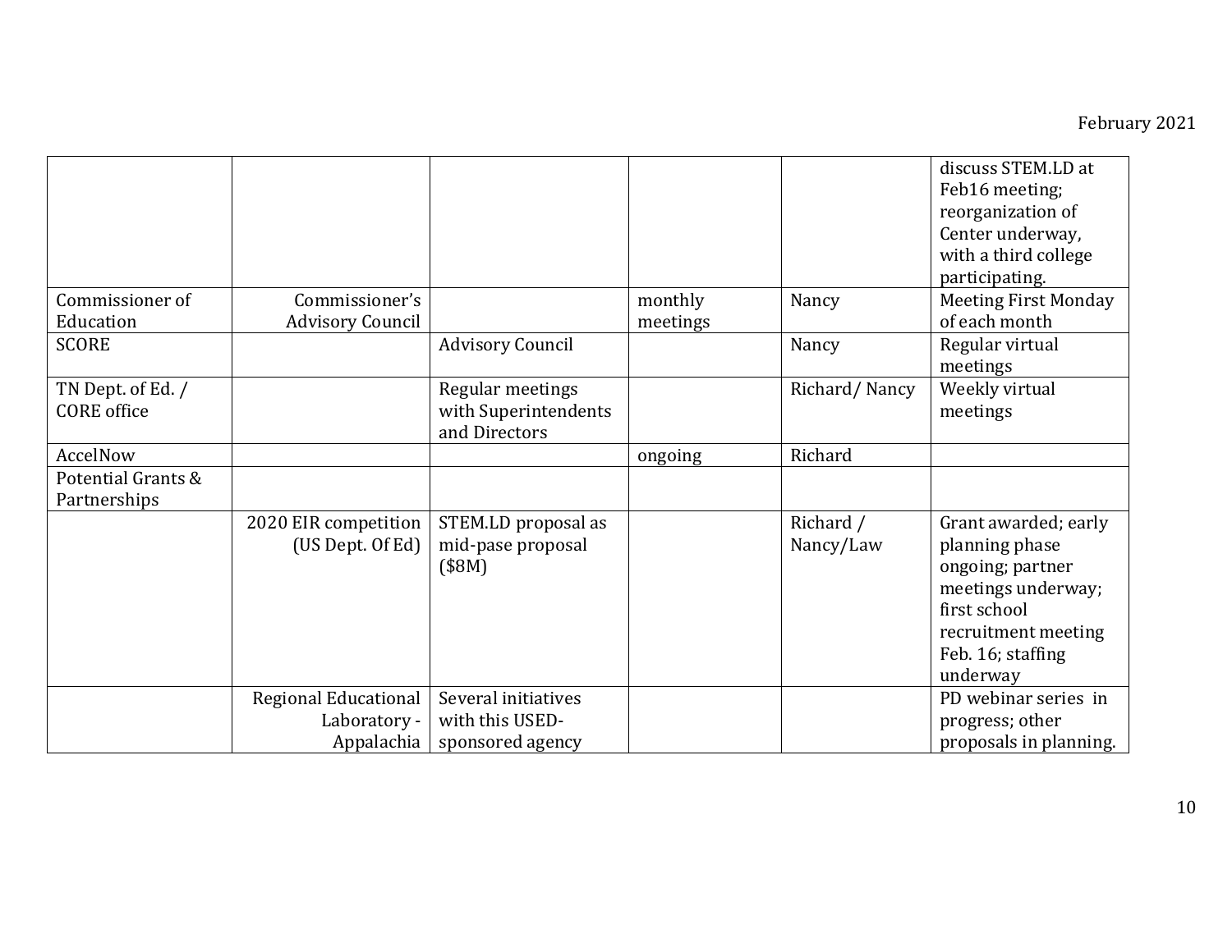| | | | | | |
|---|---|---|---|---|---|
| | | | | | discuss STEM.LD at Feb16 meeting; reorganization of Center underway, with a third college participating. |
| Commissioner of Education | Commissioner's Advisory Council | | monthly meetings | Nancy | Meeting First Monday of each month |
| SCORE | | Advisory Council | | Nancy | Regular virtual meetings |
| TN Dept. of Ed. / CORE office | | Regular meetings with Superintendents and Directors | | Richard/ Nancy | Weekly virtual meetings |
| AccelNow | | | ongoing | Richard | |
| Potential Grants & Partnerships | | | | | |
| | 2020 EIR competition (US Dept. Of Ed) | STEM.LD proposal as mid-pase proposal ($8M) | | Richard / Nancy/Law | Grant awarded; early planning phase ongoing; partner meetings underway; first school recruitment meeting Feb. 16; staffing underway |
| | Regional Educational Laboratory - Appalachia | Several initiatives with this USED-sponsored agency | | | PD webinar series in progress; other proposals in planning. |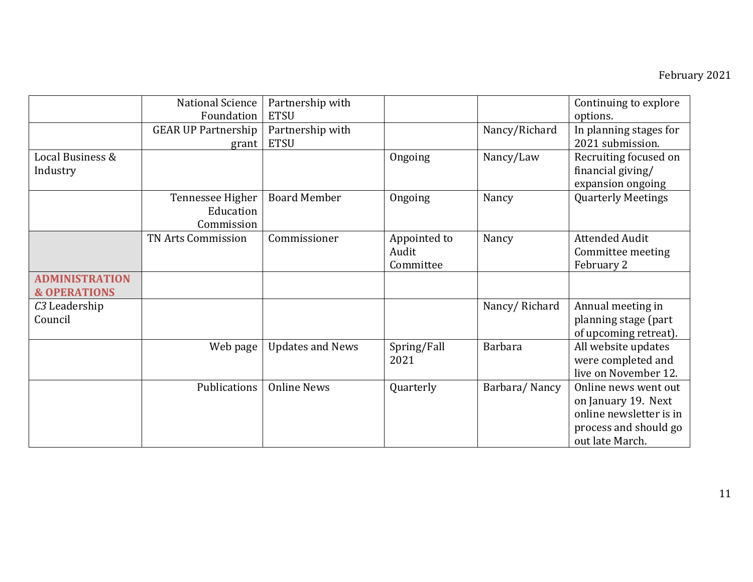February 2021

| | | | | | |
|---|---|---|---|---|---|
| | National Science Foundation | Partnership with ETSU | | | Continuing to explore options. |
| | GEAR UP Partnership grant | Partnership with ETSU | | Nancy/Richard | In planning stages for 2021 submission. |
| Local Business & Industry | | | Ongoing | Nancy/Law | Recruiting focused on financial giving/ expansion ongoing |
| | Tennessee Higher Education Commission | Board Member | Ongoing | Nancy | Quarterly Meetings |
| | TN Arts Commission | Commissioner | Appointed to Audit Committee | Nancy | Attended Audit Committee meeting February 2 |
| **ADMINISTRATION & OPERATIONS** | | | | | |
| *C3* Leadership Council | | | | Nancy/ Richard | Annual meeting in planning stage (part of upcoming retreat). |
| | Web page | Updates and News | Spring/Fall 2021 | Barbara | All website updates were completed and live on November 12. |
| | Publications | Online News | Quarterly | Barbara/ Nancy | Online news went out on January 19. Next online newsletter is in process and should go out late March. |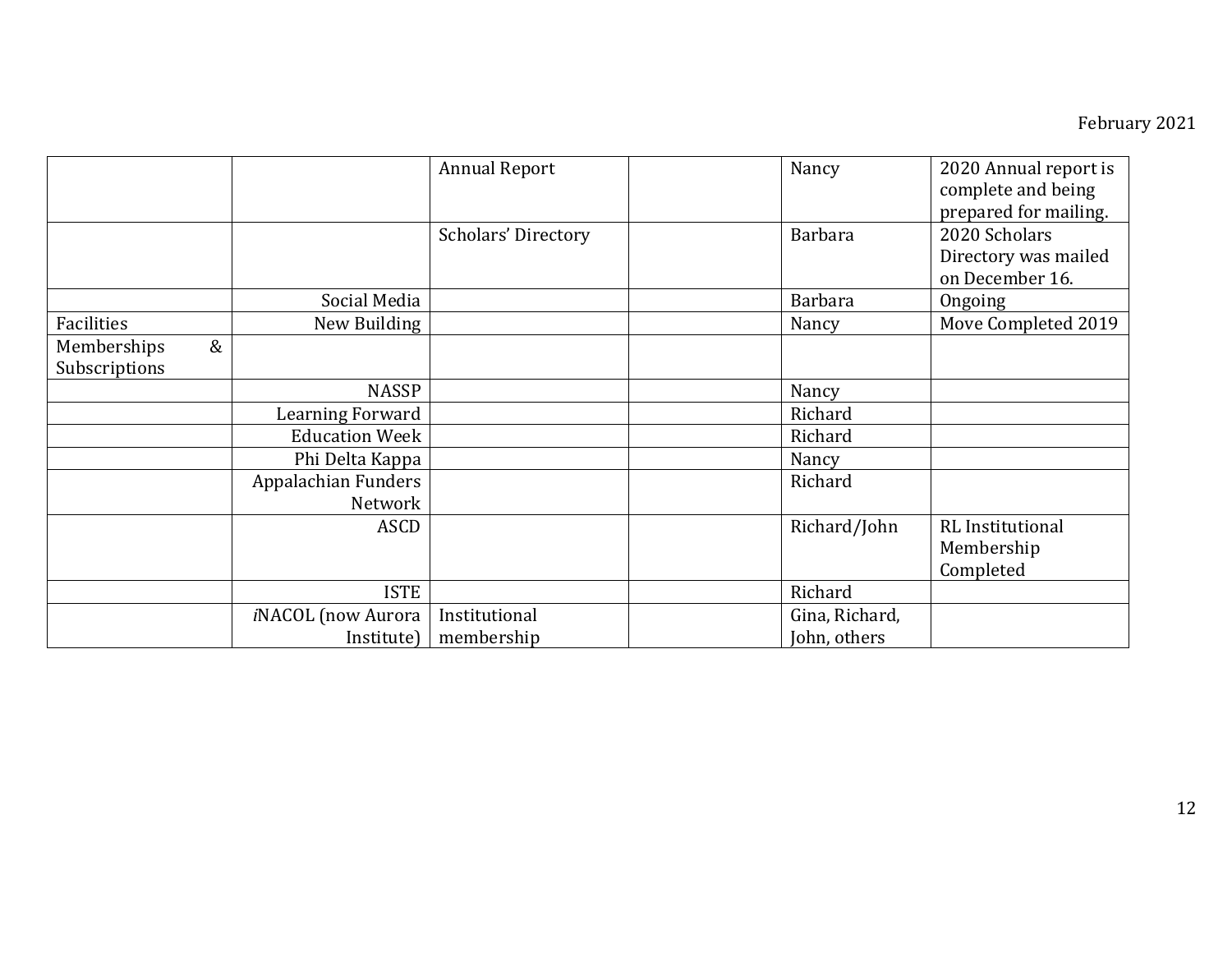| | | | | | |
|---|---|---|---|---|---|
| | | Annual Report | | Nancy | 2020 Annual report is complete and being prepared for mailing. |
| | | Scholars' Directory | | Barbara | 2020 Scholars Directory was mailed on December 16. |
| | Social Media | | | Barbara | Ongoing |
| Facilities | New Building | | | Nancy | Move Completed 2019 |
| Memberships & Subscriptions | | | | | |
| | NASSP | | | Nancy | |
| | Learning Forward | | | Richard | |
| | Education Week | | | Richard | |
| | Phi Delta Kappa | | | Nancy | |
| | Appalachian Funders Network | | | Richard | |
| | ASCD | | | Richard/John | RL Institutional Membership Completed |
| | ISTE | | | Richard | |
| | *i*NACOL (now Aurora Institute) | Institutional membership | | Gina, Richard, John, others | |